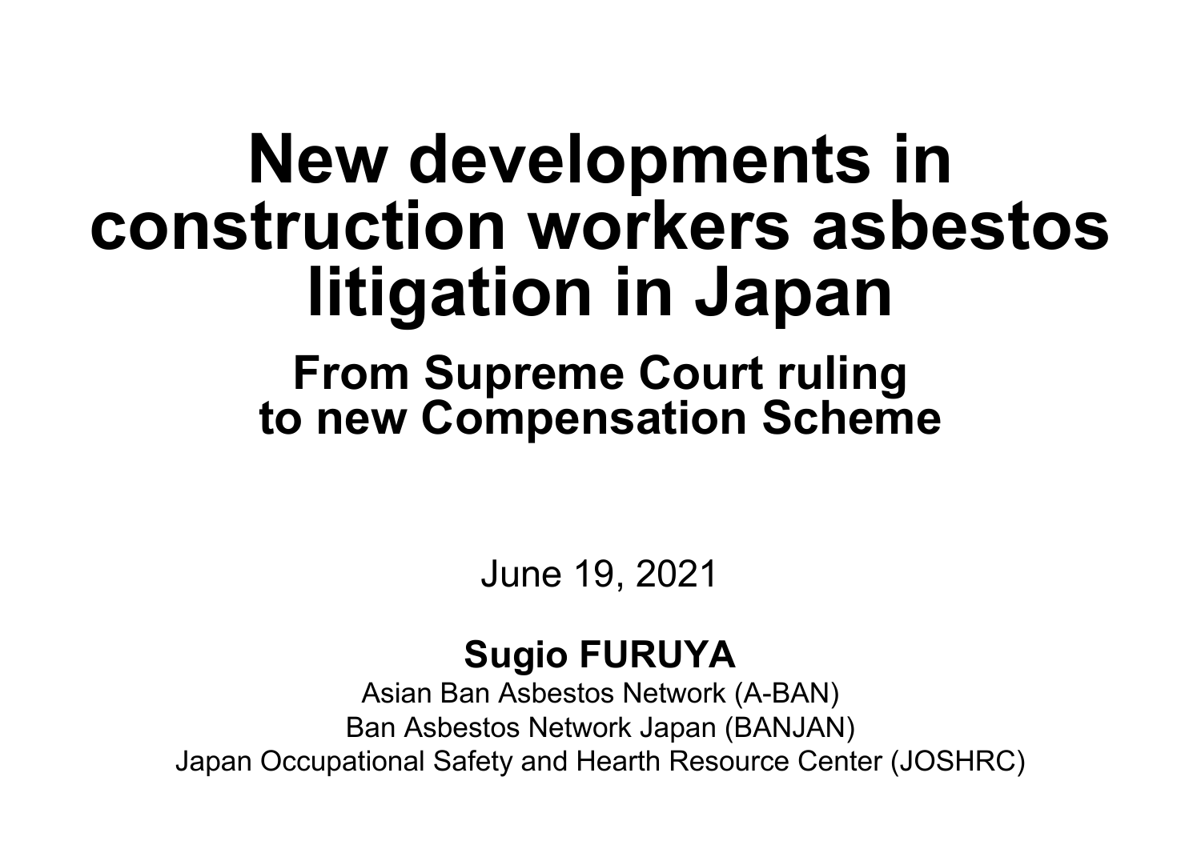# New developments in construction workers asbestos litigation in Japan

## From Supreme Court ruling to new Compensation Scheme

June 19, 2021

**Sugio FURUYA**

Asian Ban Asbestos Network (A-BAN)

Ban Asbestos Network Japan (BANJAN)

Japan Occupational Safety and Hearth Resource Center (JOSHRC)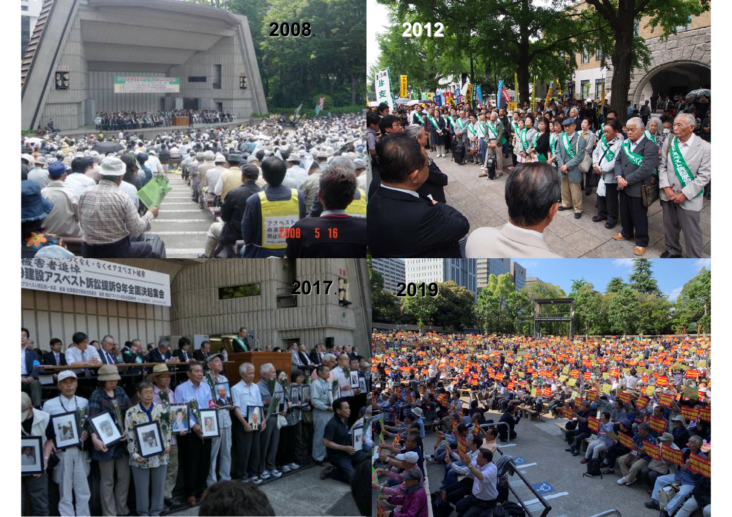2008

2012

2017

2019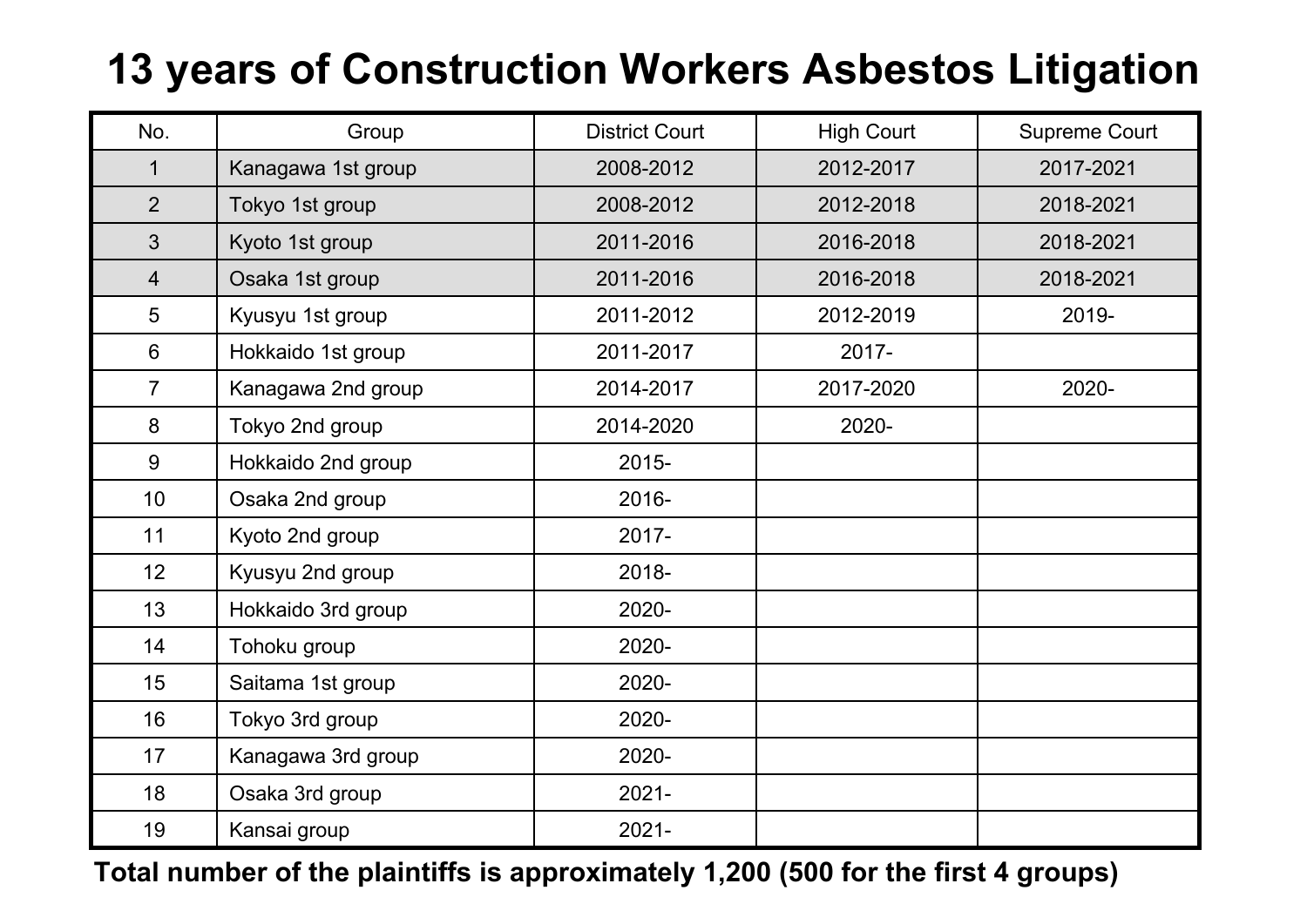# 13 years of Construction Workers Asbestos Litigation

| No. | Group | District Court | High Court | Supreme Court |
|---|---|---|---|---|
| 1 | Kanagawa 1st group | 2008-2012 | 2012-2017 | 2017-2021 |
| 2 | Tokyo 1st group | 2008-2012 | 2012-2018 | 2018-2021 |
| 3 | Kyoto 1st group | 2011-2016 | 2016-2018 | 2018-2021 |
| 4 | Osaka 1st group | 2011-2016 | 2016-2018 | 2018-2021 |
| 5 | Kyusyu 1st group | 2011-2012 | 2012-2019 | 2019- |
| 6 | Hokkaido 1st group | 2011-2017 | 2017- | |
| 7 | Kanagawa 2nd group | 2014-2017 | 2017-2020 | 2020- |
| 8 | Tokyo 2nd group | 2014-2020 | 2020- | |
| 9 | Hokkaido 2nd group | 2015- | | |
| 10 | Osaka 2nd group | 2016- | | |
| 11 | Kyoto 2nd group | 2017- | | |
| 12 | Kyusyu 2nd group | 2018- | | |
| 13 | Hokkaido 3rd group | 2020- | | |
| 14 | Tohoku group | 2020- | | |
| 15 | Saitama 1st group | 2020- | | |
| 16 | Tokyo 3rd group | 2020- | | |
| 17 | Kanagawa 3rd group | 2020- | | |
| 18 | Osaka 3rd group | 2021- | | |
| 19 | Kansai group | 2021- | | |

**Total number of the plaintiffs is approximately 1,200 (500 for the first 4 groups)**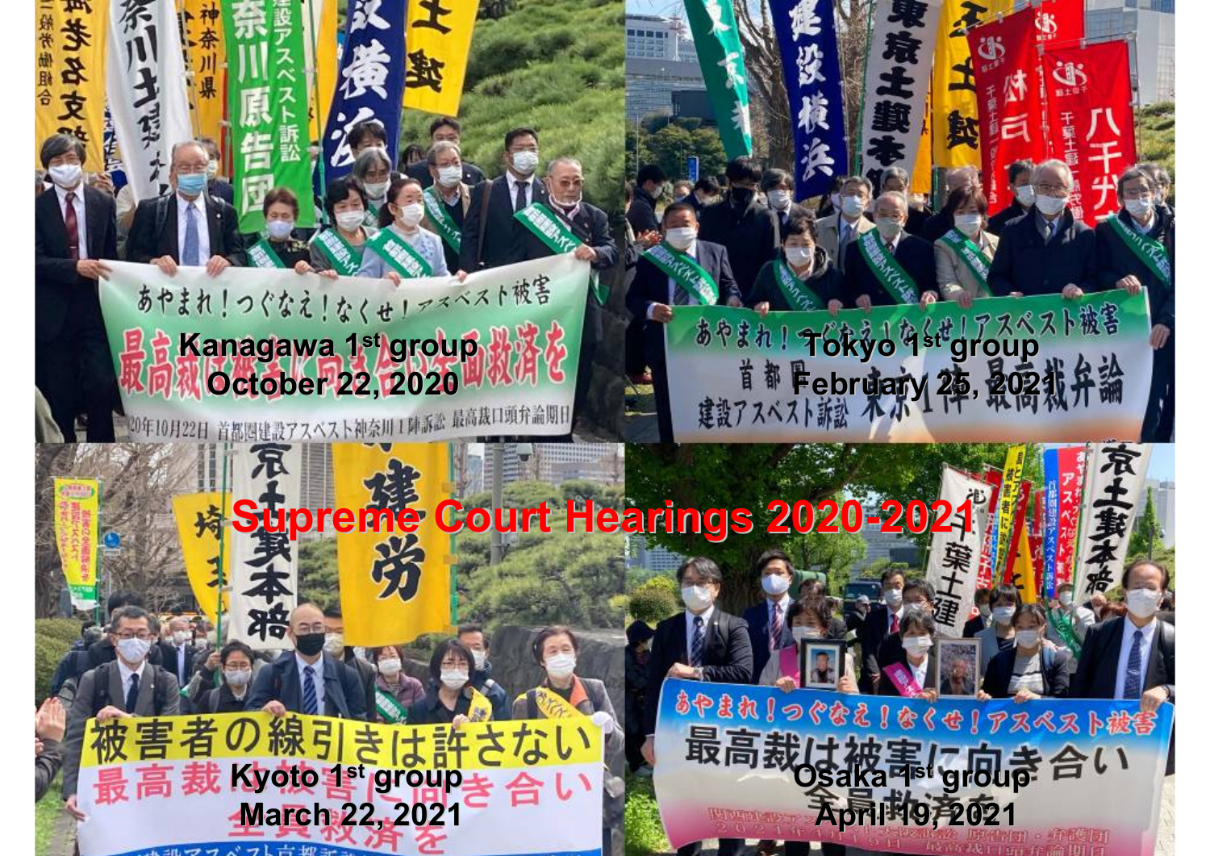# Supreme Court Hearings 2020-2021

Kanagawa 1st group
October 22, 2020

Tokyo 1st group
February 25, 2021

Kyoto 1st group
March 22, 2021

Osaka 1st group
April 19, 2021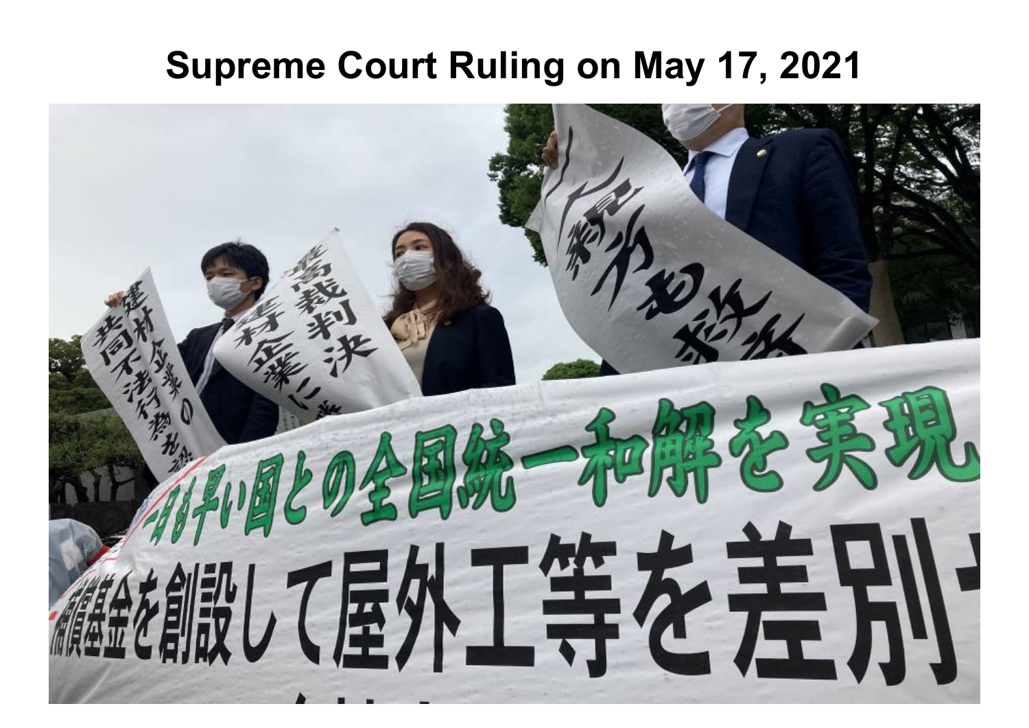# Supreme Court Ruling on May 17, 2021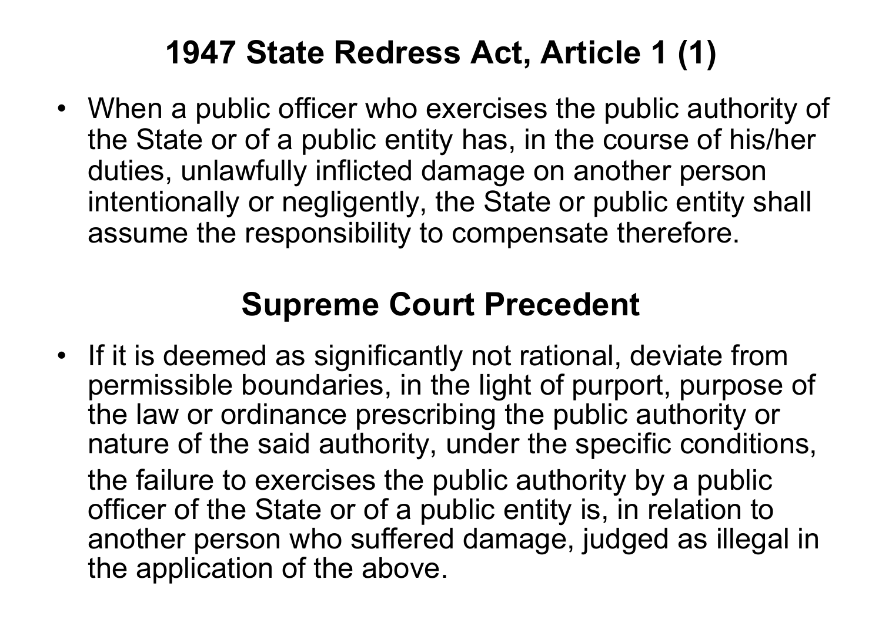## 1947 State Redress Act, Article 1 (1)

- When a public officer who exercises the public authority of the State or of a public entity has, in the course of his/her duties, unlawfully inflicted damage on another person intentionally or negligently, the State or public entity shall assume the responsibility to compensate therefore.

## Supreme Court Precedent

- If it is deemed as significantly not rational, deviate from permissible boundaries, in the light of purport, purpose of the law or ordinance prescribing the public authority or nature of the said authority, under the specific conditions,

  the failure to exercises the public authority by a public officer of the State or of a public entity is, in relation to another person who suffered damage, judged as illegal in the application of the above.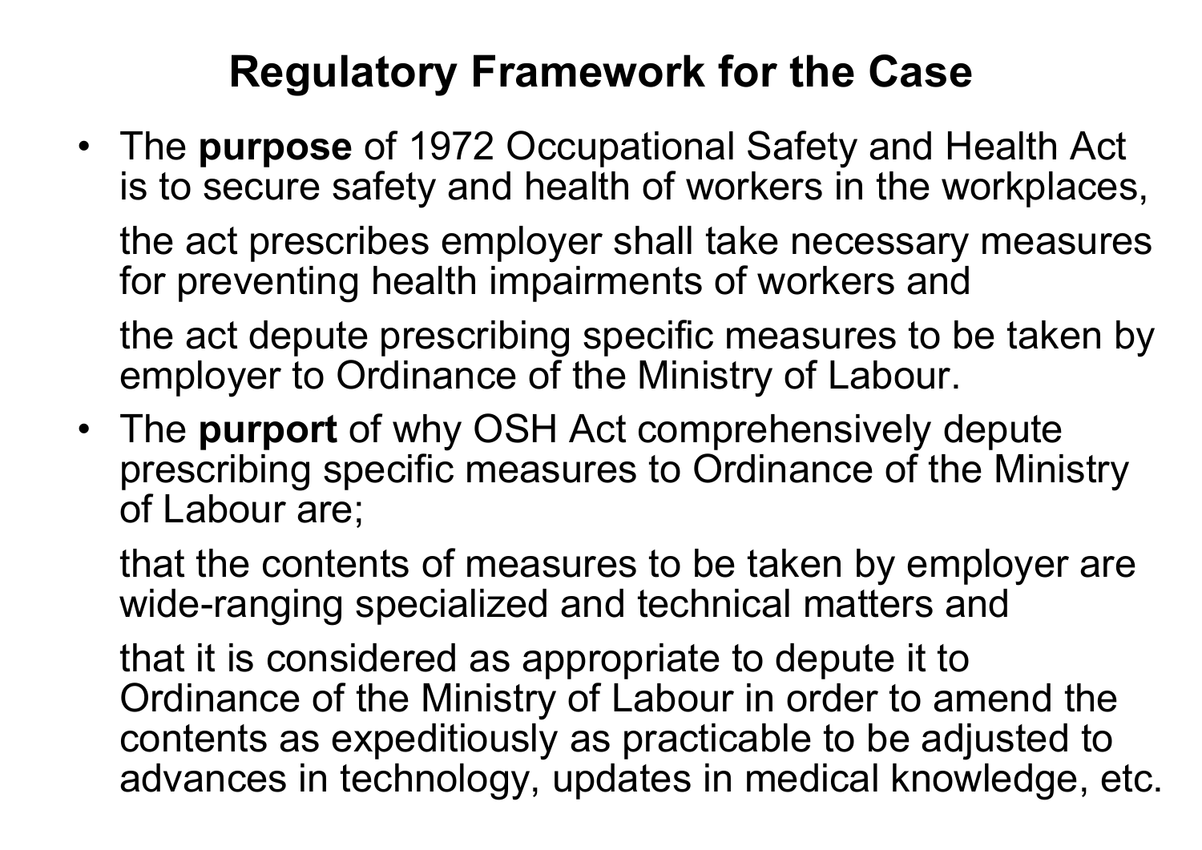# Regulatory Framework for the Case

- The **purpose** of 1972 Occupational Safety and Health Act is to secure safety and health of workers in the workplaces,

  the act prescribes employer shall take necessary measures for preventing health impairments of workers and

  the act depute prescribing specific measures to be taken by employer to Ordinance of the Ministry of Labour.

- The **purport** of why OSH Act comprehensively depute prescribing specific measures to Ordinance of the Ministry of Labour are;

  that the contents of measures to be taken by employer are wide-ranging specialized and technical matters and

  that it is considered as appropriate to depute it to Ordinance of the Ministry of Labour in order to amend the contents as expeditiously as practicable to be adjusted to advances in technology, updates in medical knowledge, etc.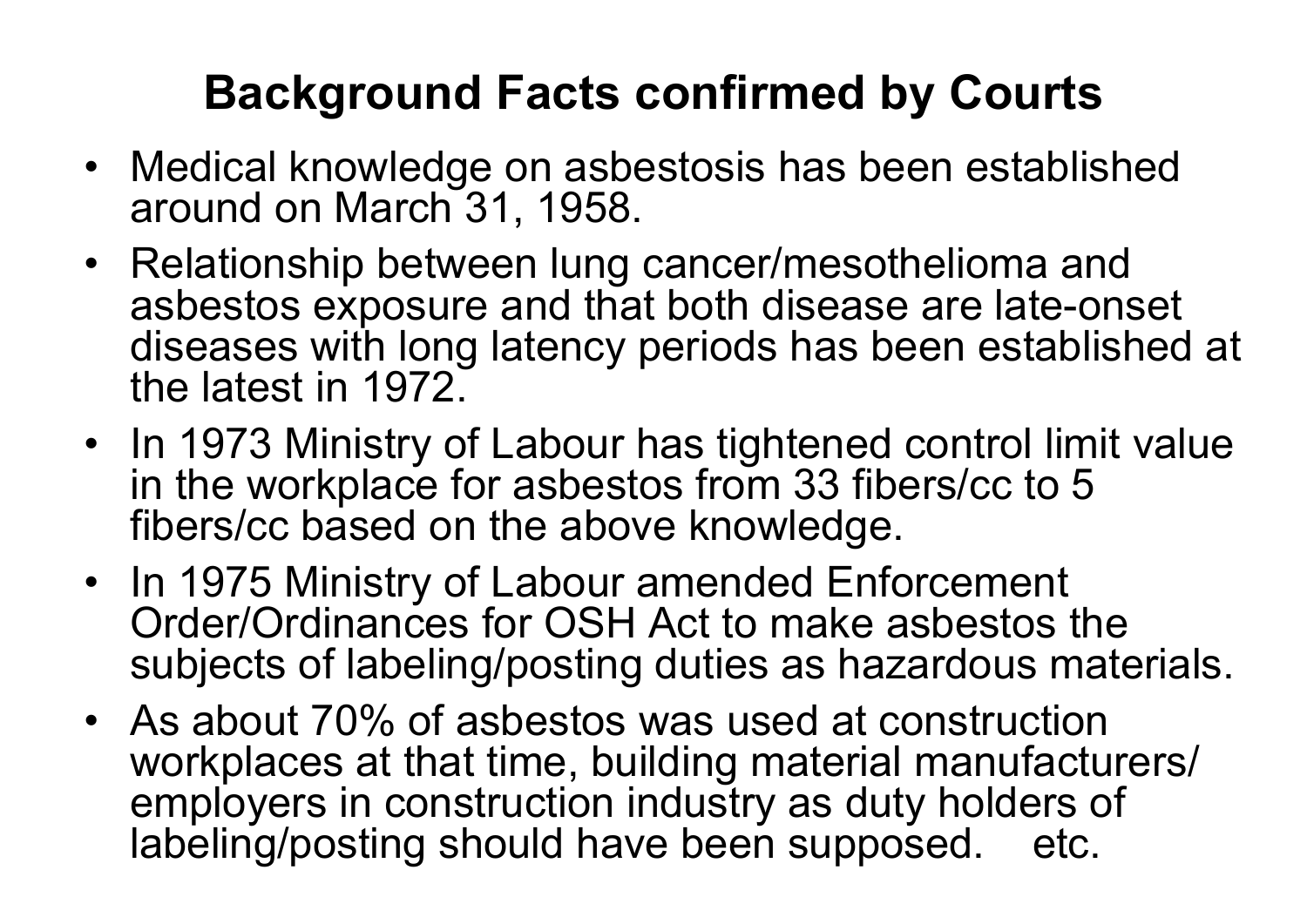# Background Facts confirmed by Courts

- Medical knowledge on asbestosis has been established around on March 31, 1958.
- Relationship between lung cancer/mesothelioma and asbestos exposure and that both disease are late-onset diseases with long latency periods has been established at the latest in 1972.
- In 1973 Ministry of Labour has tightened control limit value in the workplace for asbestos from 33 fibers/cc to 5 fibers/cc based on the above knowledge.
- In 1975 Ministry of Labour amended Enforcement Order/Ordinances for OSH Act to make asbestos the subjects of labeling/posting duties as hazardous materials.
- As about 70% of asbestos was used at construction workplaces at that time, building material manufacturers/ employers in construction industry as duty holders of labeling/posting should have been supposed. etc.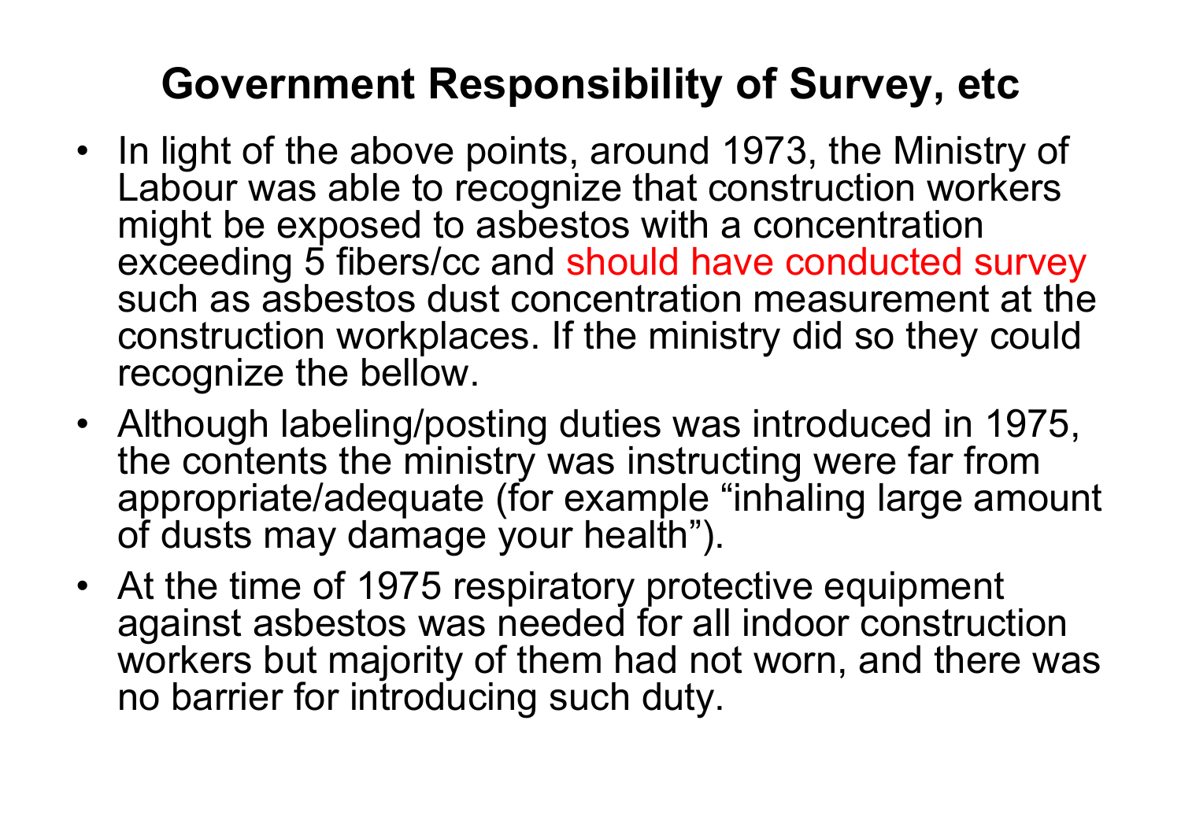# Government Responsibility of Survey, etc

- In light of the above points, around 1973, the Ministry of Labour was able to recognize that construction workers might be exposed to asbestos with a concentration exceeding 5 fibers/cc and should have conducted survey such as asbestos dust concentration measurement at the construction workplaces. If the ministry did so they could recognize the bellow.
- Although labeling/posting duties was introduced in 1975, the contents the ministry was instructing were far from appropriate/adequate (for example "inhaling large amount of dusts may damage your health").
- At the time of 1975 respiratory protective equipment against asbestos was needed for all indoor construction workers but majority of them had not worn, and there was no barrier for introducing such duty.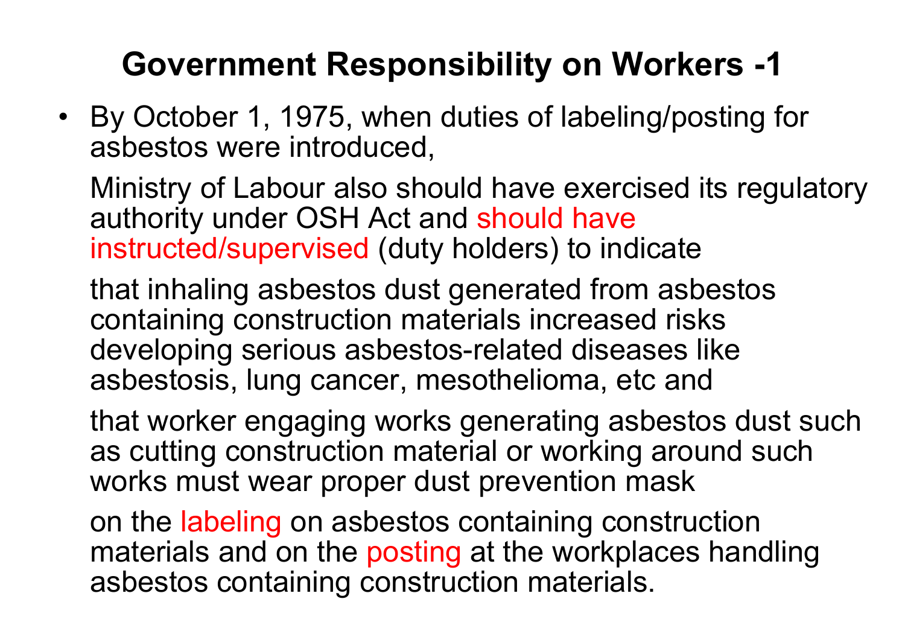# Government Responsibility on Workers -1

- By October 1, 1975, when duties of labeling/posting for asbestos were introduced,

  Ministry of Labour also should have exercised its regulatory authority under OSH Act and should have instructed/supervised (duty holders) to indicate

  that inhaling asbestos dust generated from asbestos containing construction materials increased risks developing serious asbestos-related diseases like asbestosis, lung cancer, mesothelioma, etc and

  that worker engaging works generating asbestos dust such as cutting construction material or working around such works must wear proper dust prevention mask

  on the labeling on asbestos containing construction materials and on the posting at the workplaces handling asbestos containing construction materials.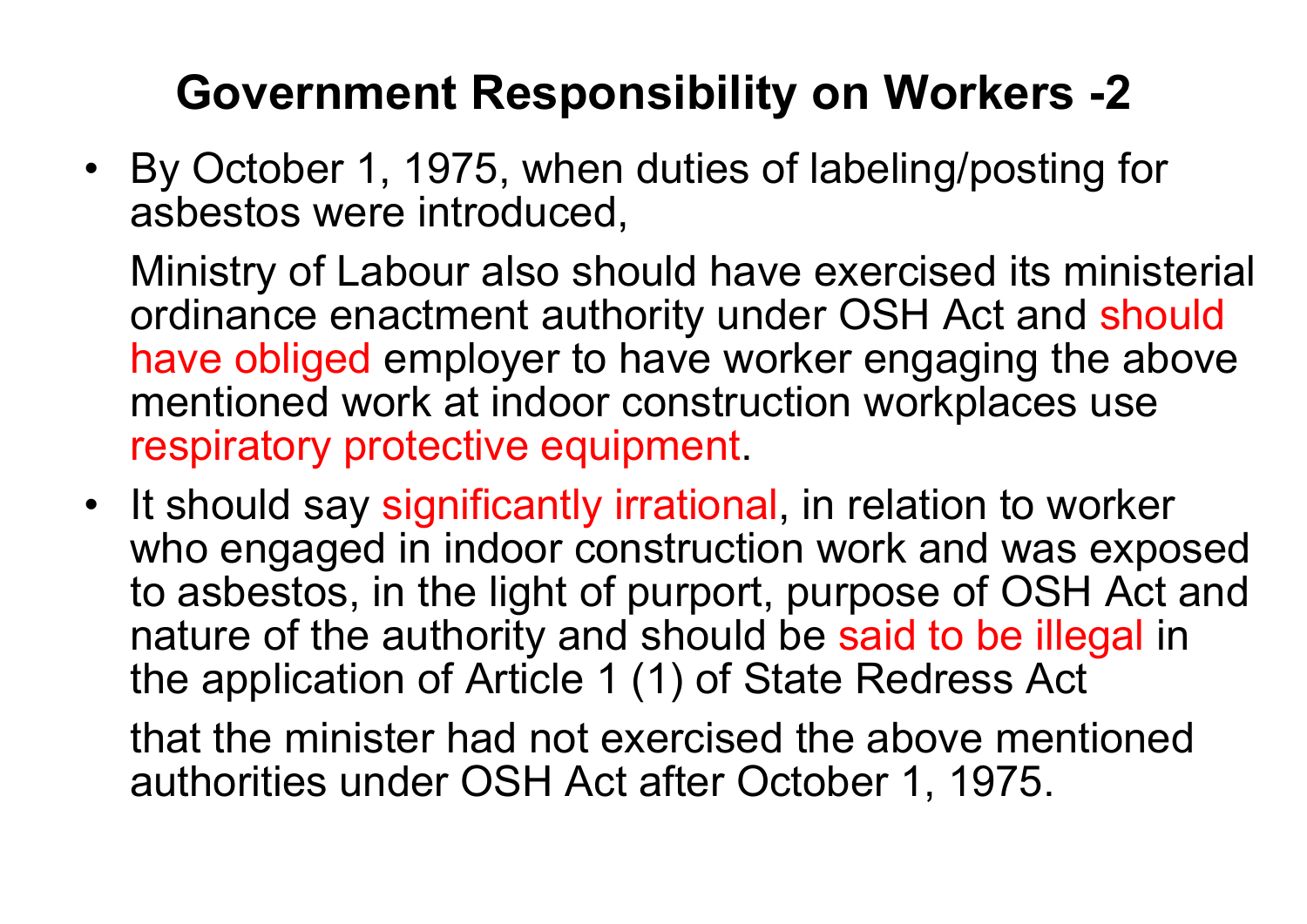# Government Responsibility on Workers -2

- By October 1, 1975, when duties of labeling/posting for asbestos were introduced,

  Ministry of Labour also should have exercised its ministerial ordinance enactment authority under OSH Act and should have obliged employer to have worker engaging the above mentioned work at indoor construction workplaces use respiratory protective equipment.

- It should say significantly irrational, in relation to worker who engaged in indoor construction work and was exposed to asbestos, in the light of purport, purpose of OSH Act and nature of the authority and should be said to be illegal in the application of Article 1 (1) of State Redress Act

  that the minister had not exercised the above mentioned authorities under OSH Act after October 1, 1975.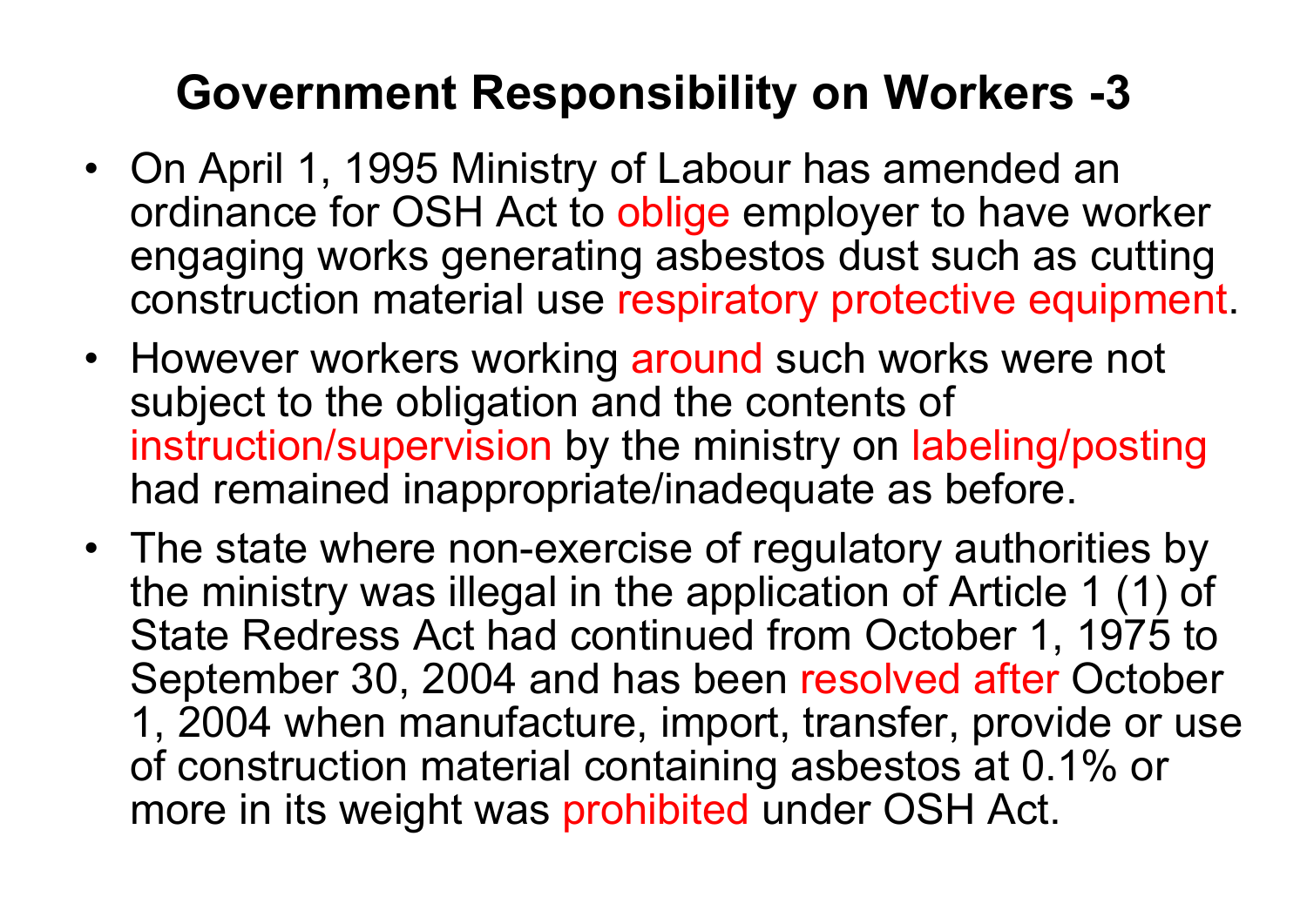# Government Responsibility on Workers -3

- On April 1, 1995 Ministry of Labour has amended an ordinance for OSH Act to oblige employer to have worker engaging works generating asbestos dust such as cutting construction material use respiratory protective equipment.
- However workers working around such works were not subject to the obligation and the contents of instruction/supervision by the ministry on labeling/posting had remained inappropriate/inadequate as before.
- The state where non-exercise of regulatory authorities by the ministry was illegal in the application of Article 1 (1) of State Redress Act had continued from October 1, 1975 to September 30, 2004 and has been resolved after October 1, 2004 when manufacture, import, transfer, provide or use of construction material containing asbestos at 0.1% or more in its weight was prohibited under OSH Act.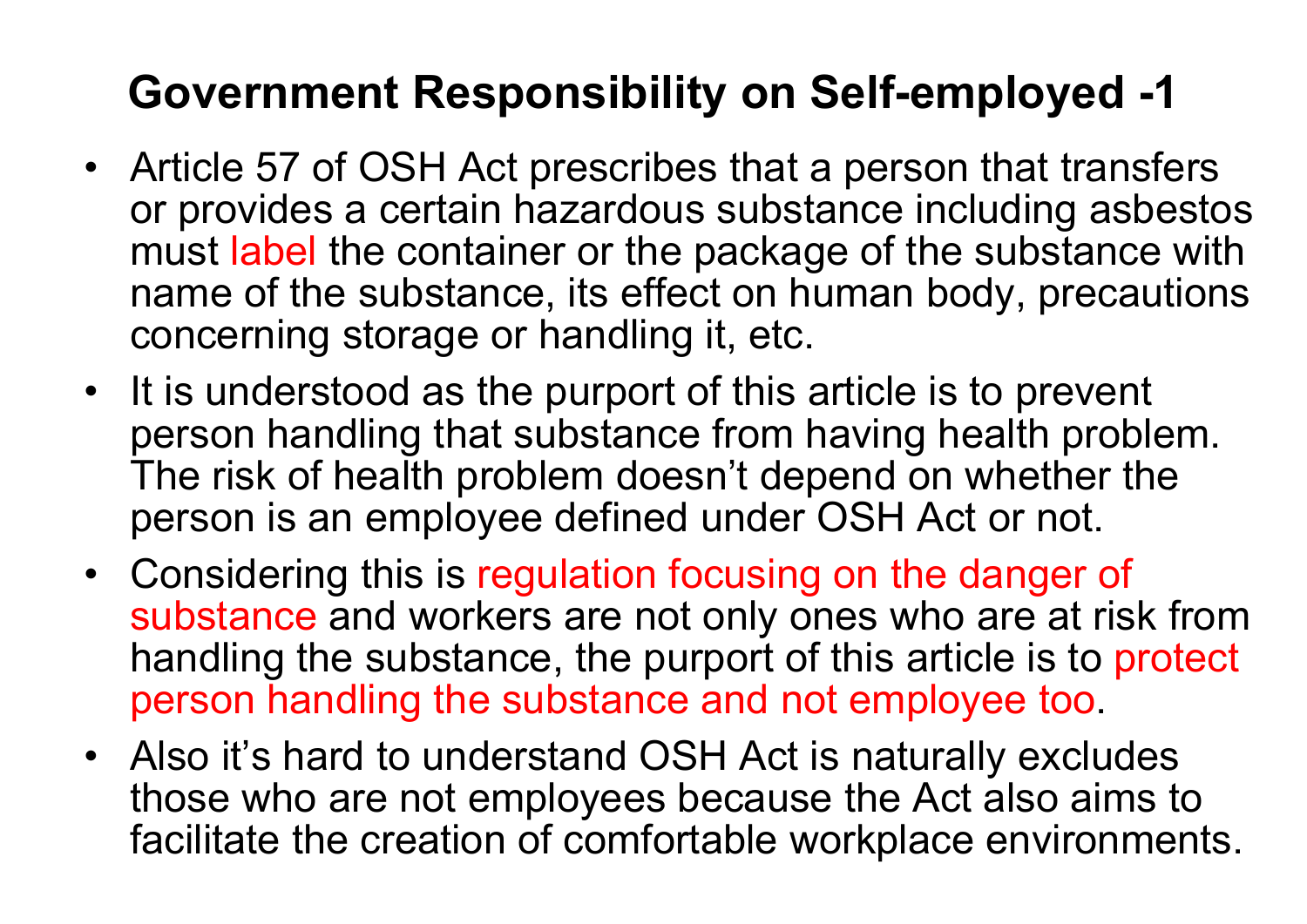# Government Responsibility on Self-employed -1

- Article 57 of OSH Act prescribes that a person that transfers or provides a certain hazardous substance including asbestos must label the container or the package of the substance with name of the substance, its effect on human body, precautions concerning storage or handling it, etc.
- It is understood as the purport of this article is to prevent person handling that substance from having health problem. The risk of health problem doesn't depend on whether the person is an employee defined under OSH Act or not.
- Considering this is regulation focusing on the danger of substance and workers are not only ones who are at risk from handling the substance, the purport of this article is to protect person handling the substance and not employee too.
- Also it's hard to understand OSH Act is naturally excludes those who are not employees because the Act also aims to facilitate the creation of comfortable workplace environments.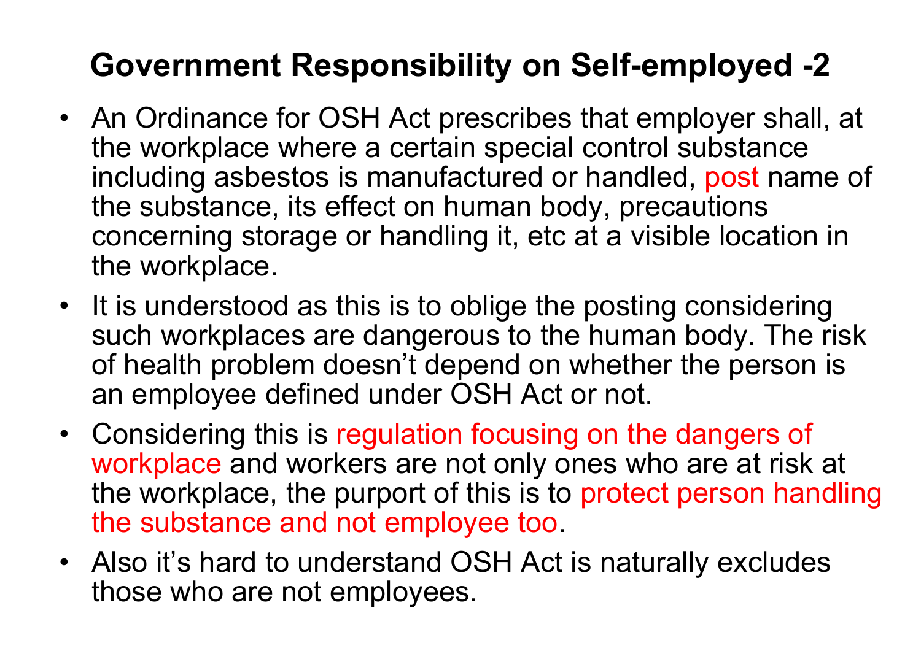# Government Responsibility on Self-employed -2

- An Ordinance for OSH Act prescribes that employer shall, at the workplace where a certain special control substance including asbestos is manufactured or handled, post name of the substance, its effect on human body, precautions concerning storage or handling it, etc at a visible location in the workplace.
- It is understood as this is to oblige the posting considering such workplaces are dangerous to the human body. The risk of health problem doesn't depend on whether the person is an employee defined under OSH Act or not.
- Considering this is regulation focusing on the dangers of workplace and workers are not only ones who are at risk at the workplace, the purport of this is to protect person handling the substance and not employee too.
- Also it's hard to understand OSH Act is naturally excludes those who are not employees.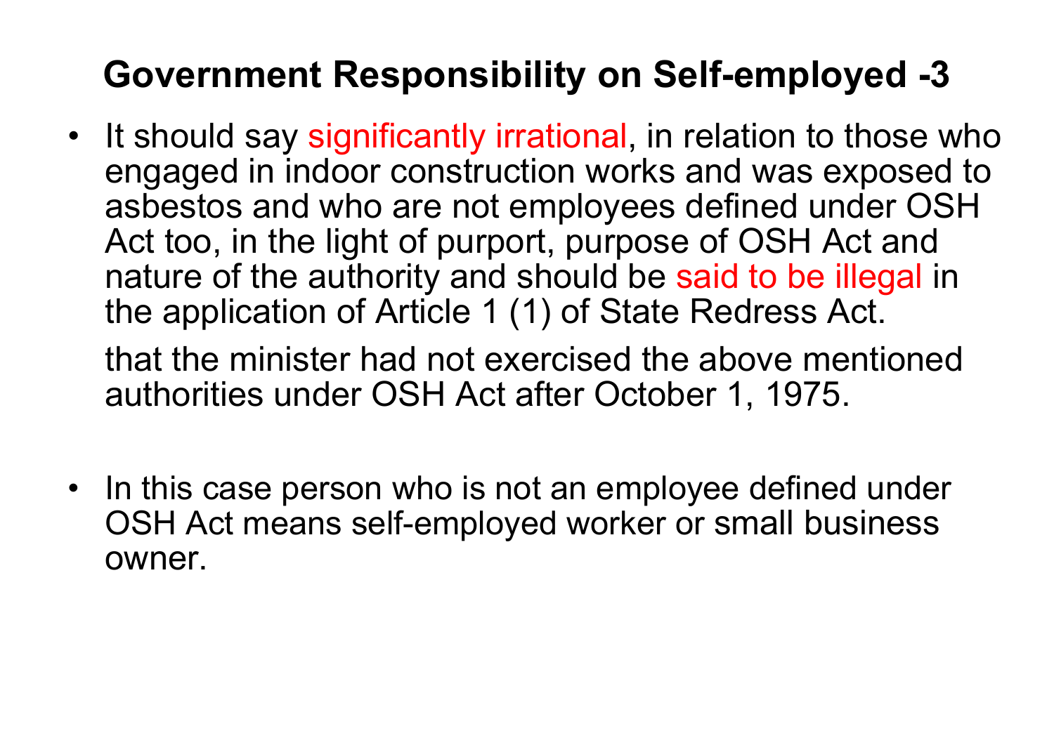# Government Responsibility on Self-employed -3

- It should say significantly irrational, in relation to those who engaged in indoor construction works and was exposed to asbestos and who are not employees defined under OSH Act too, in the light of purport, purpose of OSH Act and nature of the authority and should be said to be illegal in the application of Article 1 (1) of State Redress Act.

  that the minister had not exercised the above mentioned authorities under OSH Act after October 1, 1975.

- In this case person who is not an employee defined under OSH Act means self-employed worker or small business owner.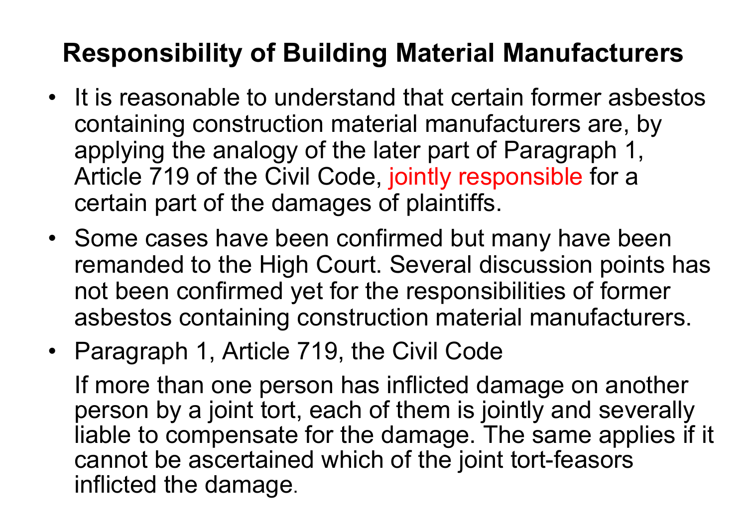# Responsibility of Building Material Manufacturers

- It is reasonable to understand that certain former asbestos containing construction material manufacturers are, by applying the analogy of the later part of Paragraph 1, Article 719 of the Civil Code, jointly responsible for a certain part of the damages of plaintiffs.
- Some cases have been confirmed but many have been remanded to the High Court. Several discussion points has not been confirmed yet for the responsibilities of former asbestos containing construction material manufacturers.
- Paragraph 1, Article 719, the Civil Code

  If more than one person has inflicted damage on another person by a joint tort, each of them is jointly and severally liable to compensate for the damage. The same applies if it cannot be ascertained which of the joint tort-feasors inflicted the damage.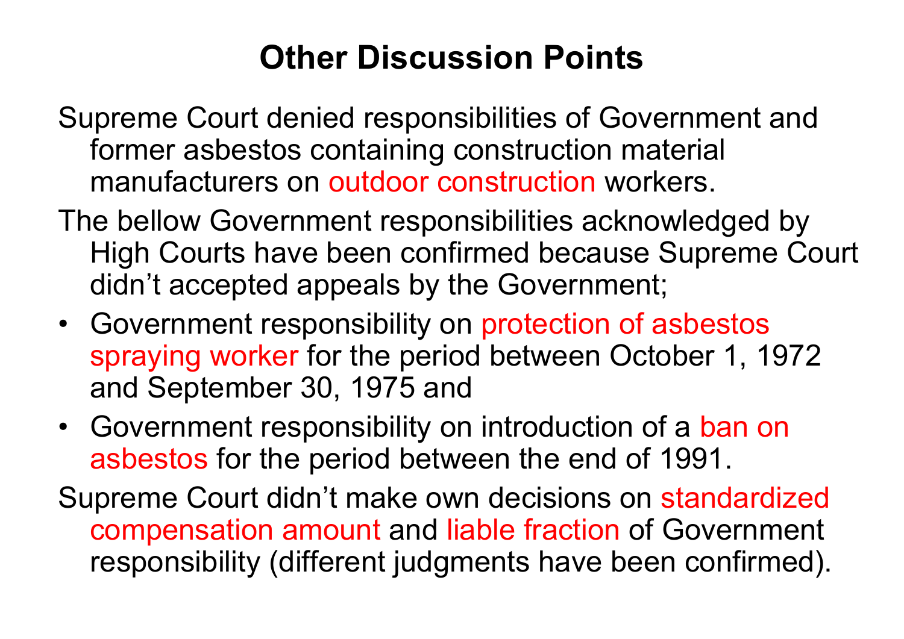# Other Discussion Points

Supreme Court denied responsibilities of Government and former asbestos containing construction material manufacturers on outdoor construction workers.

The bellow Government responsibilities acknowledged by High Courts have been confirmed because Supreme Court didn't accepted appeals by the Government;

- Government responsibility on protection of asbestos spraying worker for the period between October 1, 1972 and September 30, 1975 and
- Government responsibility on introduction of a ban on asbestos for the period between the end of 1991.

Supreme Court didn't make own decisions on standardized compensation amount and liable fraction of Government responsibility (different judgments have been confirmed).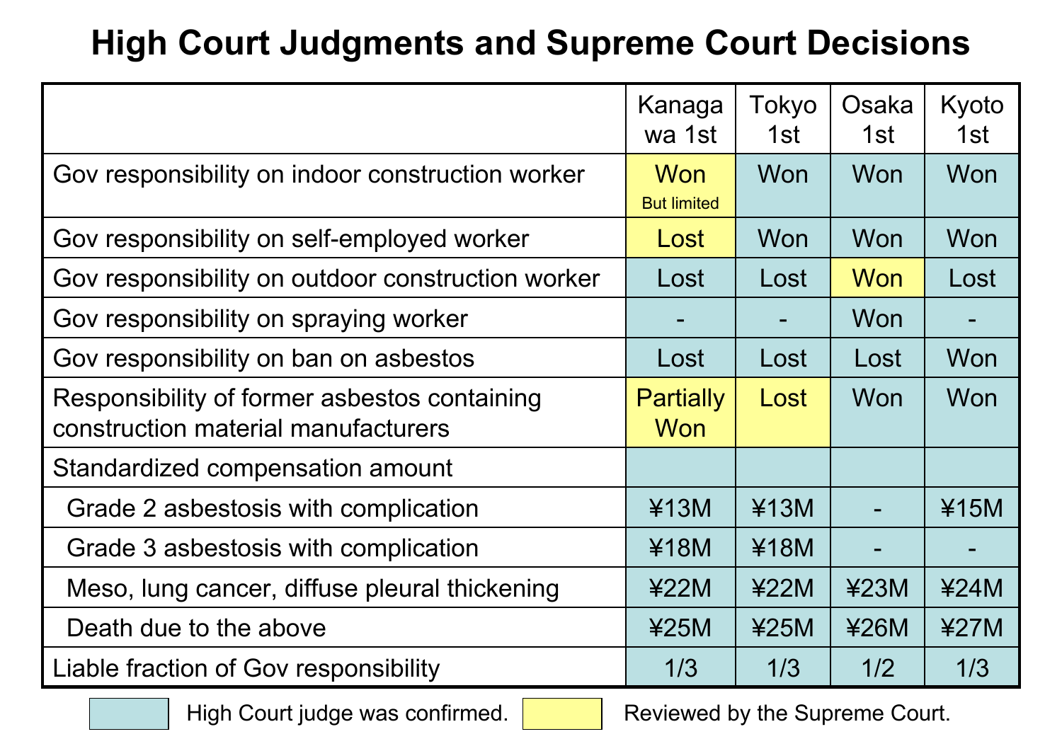# High Court Judgments and Supreme Court Decisions

| | Kanagawa 1st | Tokyo 1st | Osaka 1st | Kyoto 1st |
|---|---|---|---|---|
| Gov responsibility on indoor construction worker | Won But limited | Won | Won | Won |
| Gov responsibility on self-employed worker | Lost | Won | Won | Won |
| Gov responsibility on outdoor construction worker | Lost | Lost | Won | Lost |
| Gov responsibility on spraying worker | - | - | Won | - |
| Gov responsibility on ban on asbestos | Lost | Lost | Lost | Won |
| Responsibility of former asbestos containing construction material manufacturers | Partially Won | Lost | Won | Won |
| Standardized compensation amount | | | | |
| Grade 2 asbestosis with complication | ¥13M | ¥13M | - | ¥15M |
| Grade 3 asbestosis with complication | ¥18M | ¥18M | - | - |
| Meso, lung cancer, diffuse pleural thickening | ¥22M | ¥22M | ¥23M | ¥24M |
| Death due to the above | ¥25M | ¥25M | ¥26M | ¥27M |
| Liable fraction of Gov responsibility | 1/3 | 1/3 | 1/2 | 1/3 |

Legend: Blue — High Court judge was confirmed. Yellow — Reviewed by the Supreme Court.

Yellow (reviewed by the Supreme Court) cells: Kanagawa 1st — indoor construction worker, self-employed worker, former manufacturers; Tokyo 1st — former manufacturers; Osaka 1st — outdoor construction worker. All other cells are blue (High Court judge was confirmed).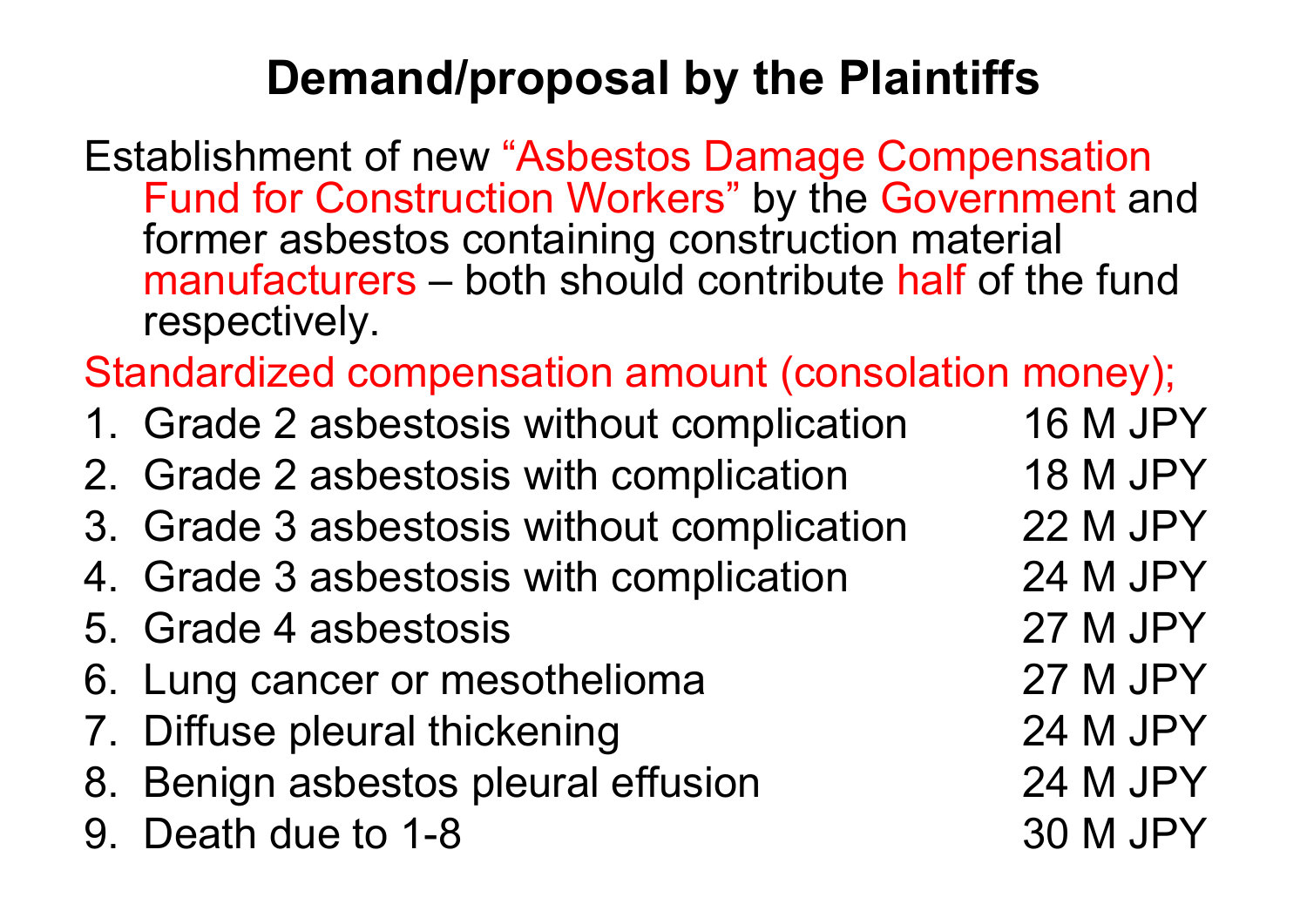# Demand/proposal by the Plaintiffs

Establishment of new "Asbestos Damage Compensation Fund for Construction Workers" by the Government and former asbestos containing construction material manufacturers – both should contribute half of the fund respectively.

Standardized compensation amount (consolation money);

1. Grade 2 asbestosis without complication 16 M JPY
2. Grade 2 asbestosis with complication 18 M JPY
3. Grade 3 asbestosis without complication 22 M JPY
4. Grade 3 asbestosis with complication 24 M JPY
5. Grade 4 asbestosis 27 M JPY
6. Lung cancer or mesothelioma 27 M JPY
7. Diffuse pleural thickening 24 M JPY
8. Benign asbestos pleural effusion 24 M JPY
9. Death due to 1-8 30 M JPY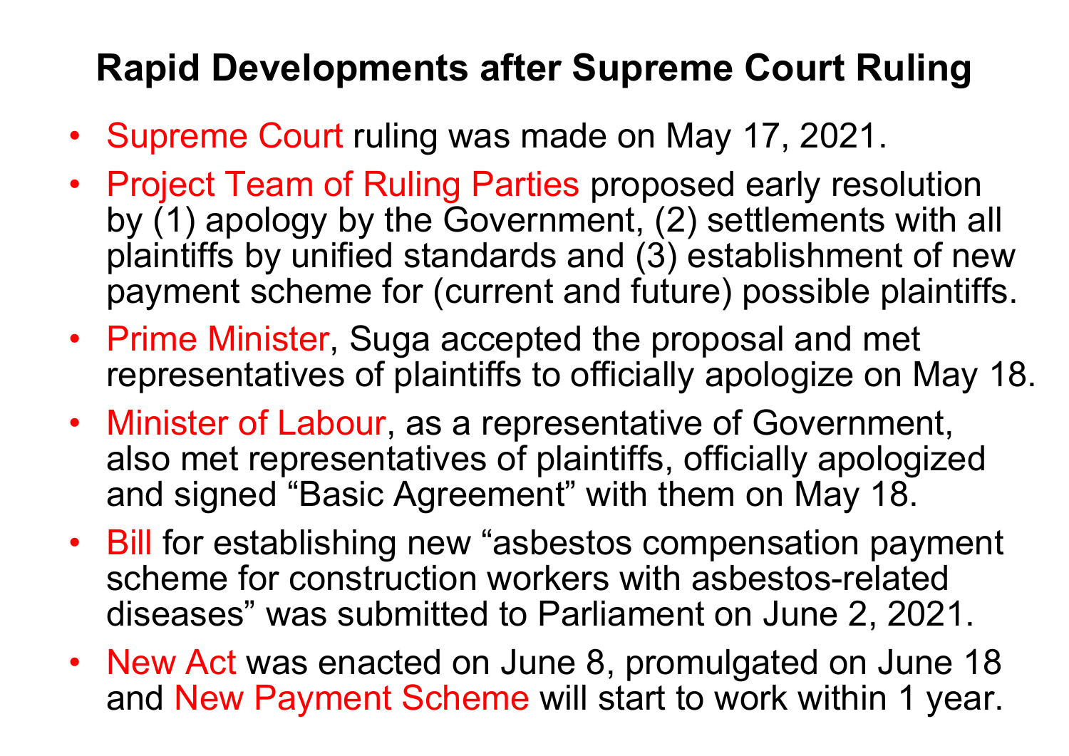# Rapid Developments after Supreme Court Ruling

- Supreme Court ruling was made on May 17, 2021.
- Project Team of Ruling Parties proposed early resolution by (1) apology by the Government, (2) settlements with all plaintiffs by unified standards and (3) establishment of new payment scheme for (current and future) possible plaintiffs.
- Prime Minister, Suga accepted the proposal and met representatives of plaintiffs to officially apologize on May 18.
- Minister of Labour, as a representative of Government, also met representatives of plaintiffs, officially apologized and signed "Basic Agreement" with them on May 18.
- Bill for establishing new "asbestos compensation payment scheme for construction workers with asbestos-related diseases" was submitted to Parliament on June 2, 2021.
- New Act was enacted on June 8, promulgated on June 18 and New Payment Scheme will start to work within 1 year.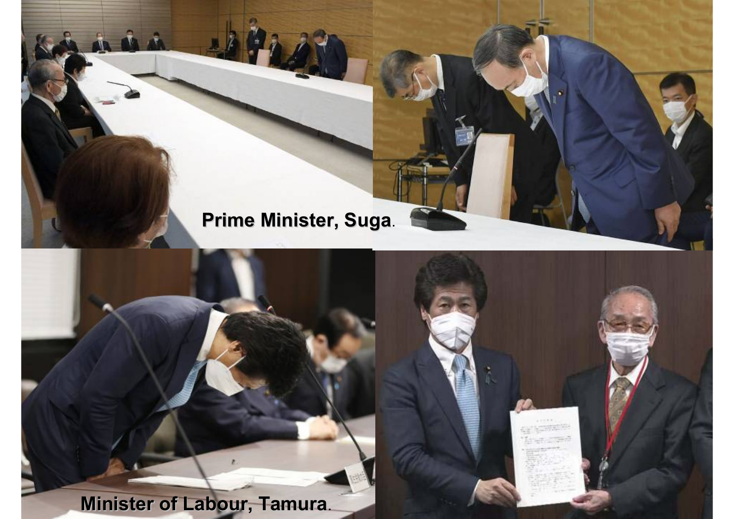**Prime Minister, Suga**.

**Minister of Labour, Tamura**.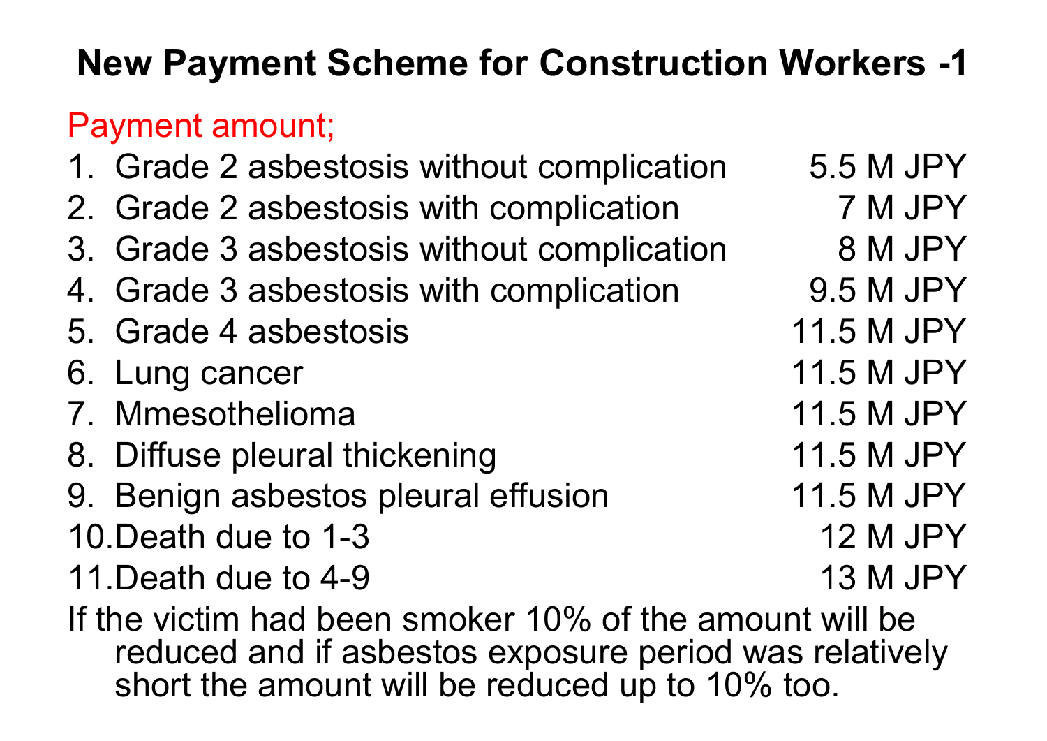# New Payment Scheme for Construction Workers -1

Payment amount;

1. Grade 2 asbestosis without complication 5.5 M JPY
2. Grade 2 asbestosis with complication 7 M JPY
3. Grade 3 asbestosis without complication 8 M JPY
4. Grade 3 asbestosis with complication 9.5 M JPY
5. Grade 4 asbestosis 11.5 M JPY
6. Lung cancer 11.5 M JPY
7. Mmesothelioma 11.5 M JPY
8. Diffuse pleural thickening 11.5 M JPY
9. Benign asbestos pleural effusion 11.5 M JPY
10. Death due to 1-3 12 M JPY
11. Death due to 4-9 13 M JPY

If the victim had been smoker 10% of the amount will be reduced and if asbestos exposure period was relatively short the amount will be reduced up to 10% too.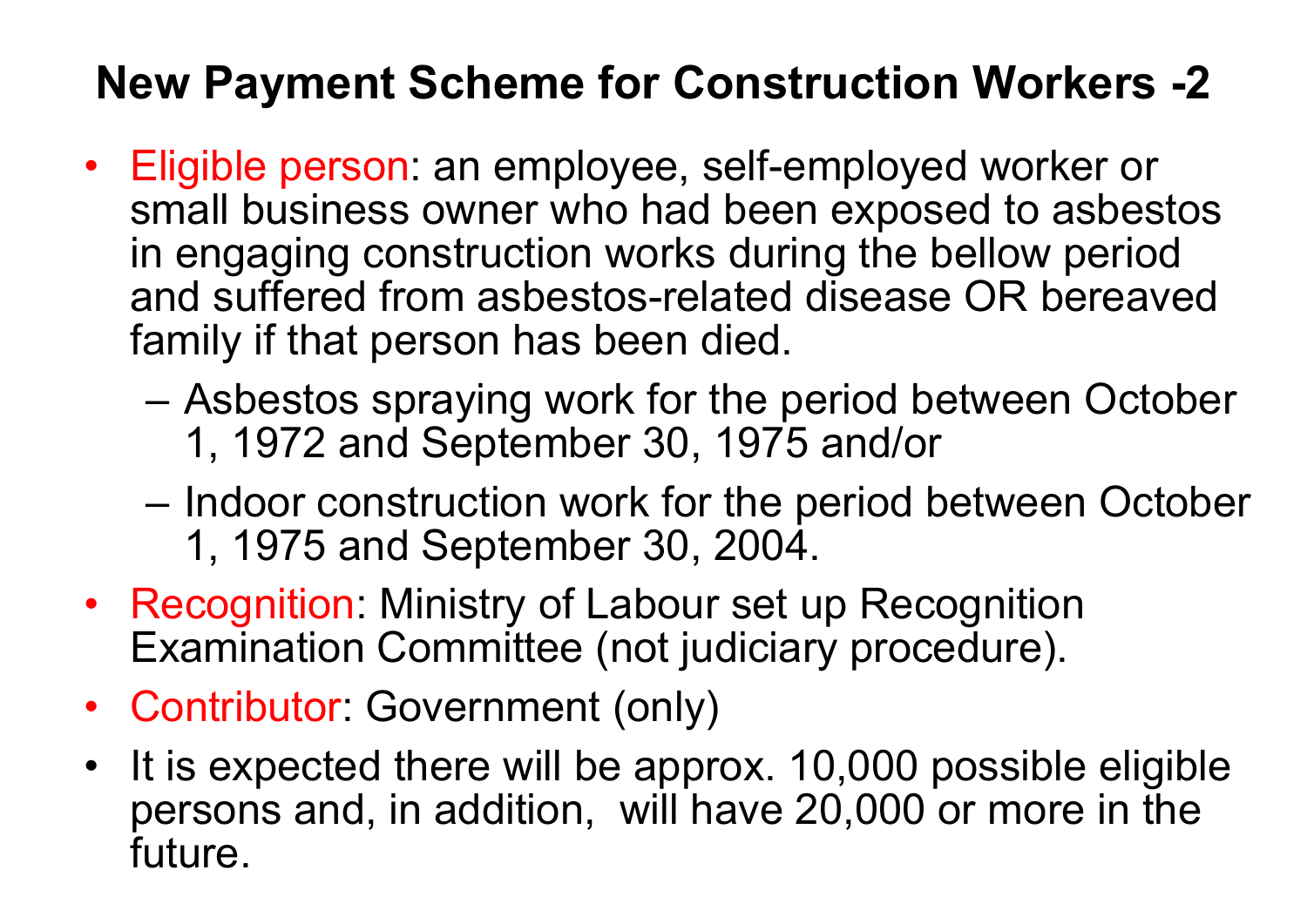# New Payment Scheme for Construction Workers -2

- Eligible person: an employee, self-employed worker or small business owner who had been exposed to asbestos in engaging construction works during the bellow period and suffered from asbestos-related disease OR bereaved family if that person has been died.
  - Asbestos spraying work for the period between October 1, 1972 and September 30, 1975 and/or
  - Indoor construction work for the period between October 1, 1975 and September 30, 2004.
- Recognition: Ministry of Labour set up Recognition Examination Committee (not judiciary procedure).
- Contributor: Government (only)
- It is expected there will be approx. 10,000 possible eligible persons and, in addition, will have 20,000 or more in the future.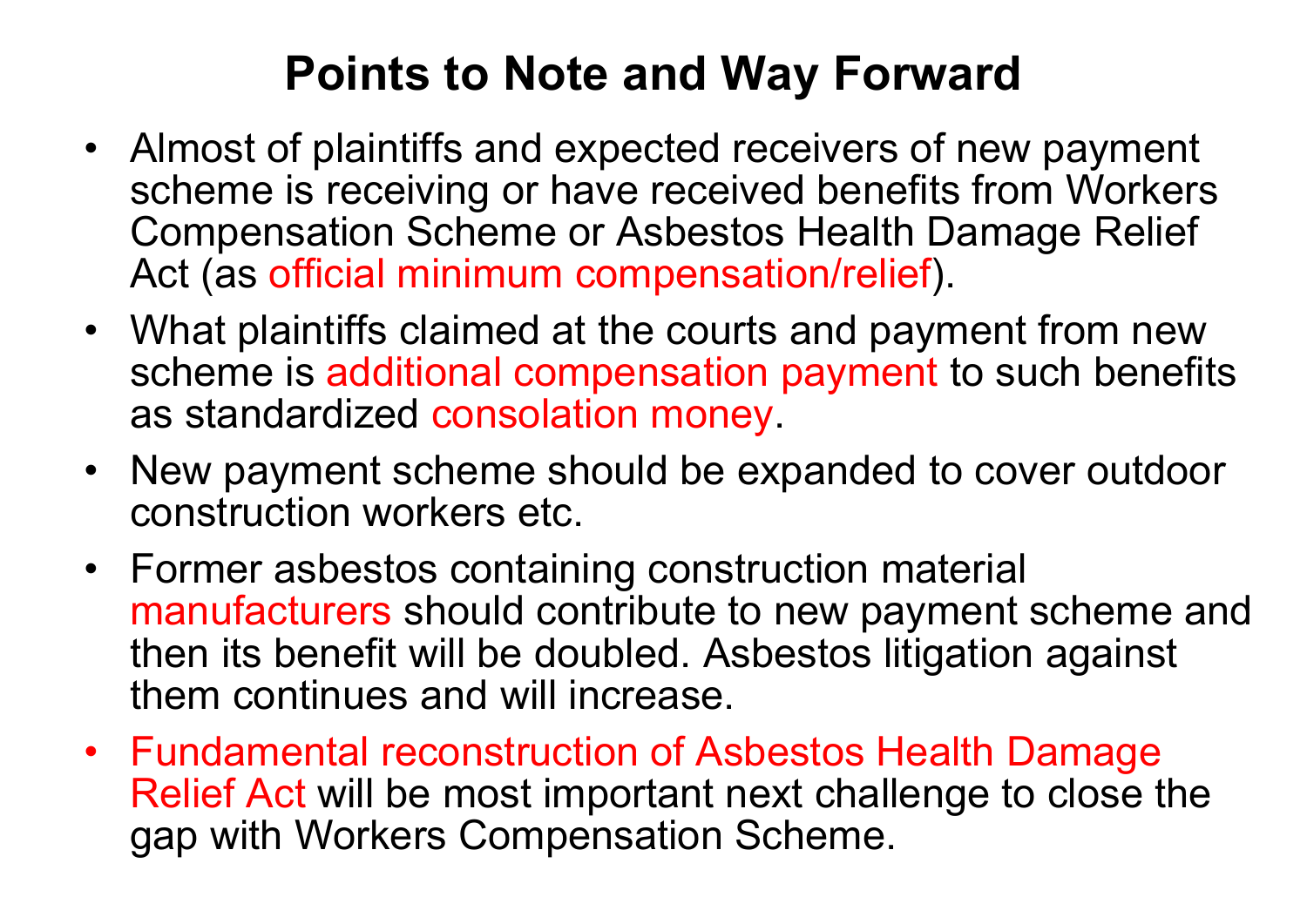# Points to Note and Way Forward

- Almost of plaintiffs and expected receivers of new payment scheme is receiving or have received benefits from Workers Compensation Scheme or Asbestos Health Damage Relief Act (as official minimum compensation/relief).
- What plaintiffs claimed at the courts and payment from new scheme is additional compensation payment to such benefits as standardized consolation money.
- New payment scheme should be expanded to cover outdoor construction workers etc.
- Former asbestos containing construction material manufacturers should contribute to new payment scheme and then its benefit will be doubled. Asbestos litigation against them continues and will increase.
- Fundamental reconstruction of Asbestos Health Damage Relief Act will be most important next challenge to close the gap with Workers Compensation Scheme.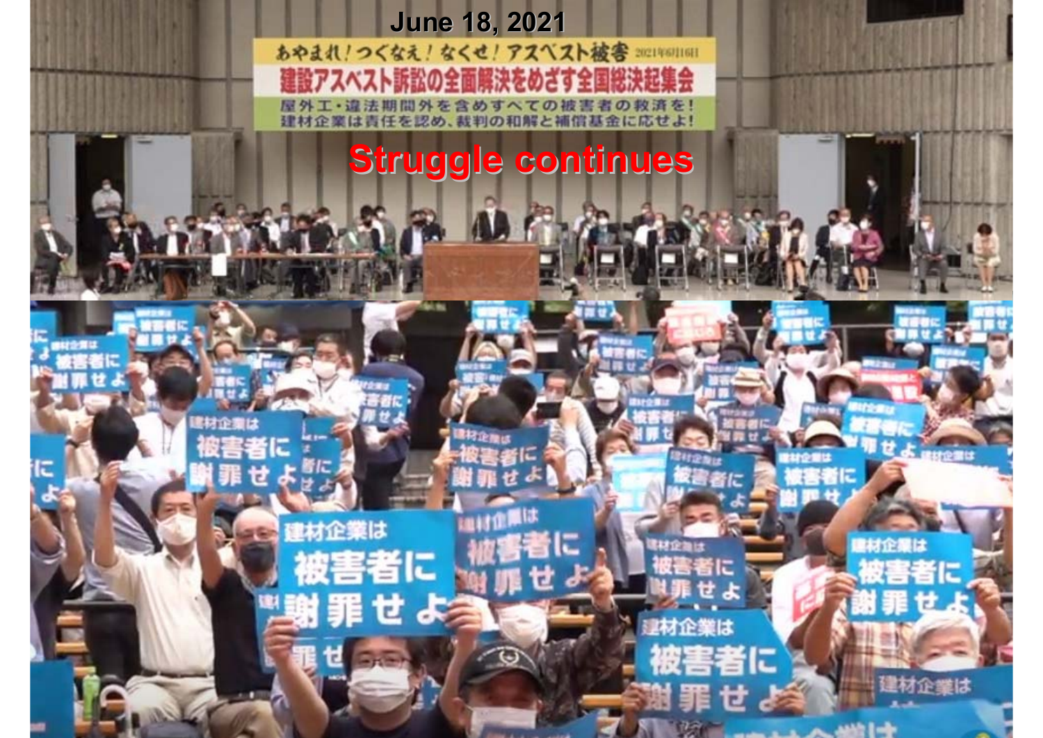June 18, 2021

あやまれ！つぐなえ！なくせ！アスベスト被害 2021年6月16日

建設アスベスト訴訟の全面解決をめざす全国総決起集会

屋外工・違法期間外を含めすべての被害者の救済を！
建材企業は責任を認め、裁判の和解と補償基金に応せよ！

Struggle continues

建材企業は
被害者に
謝罪せよ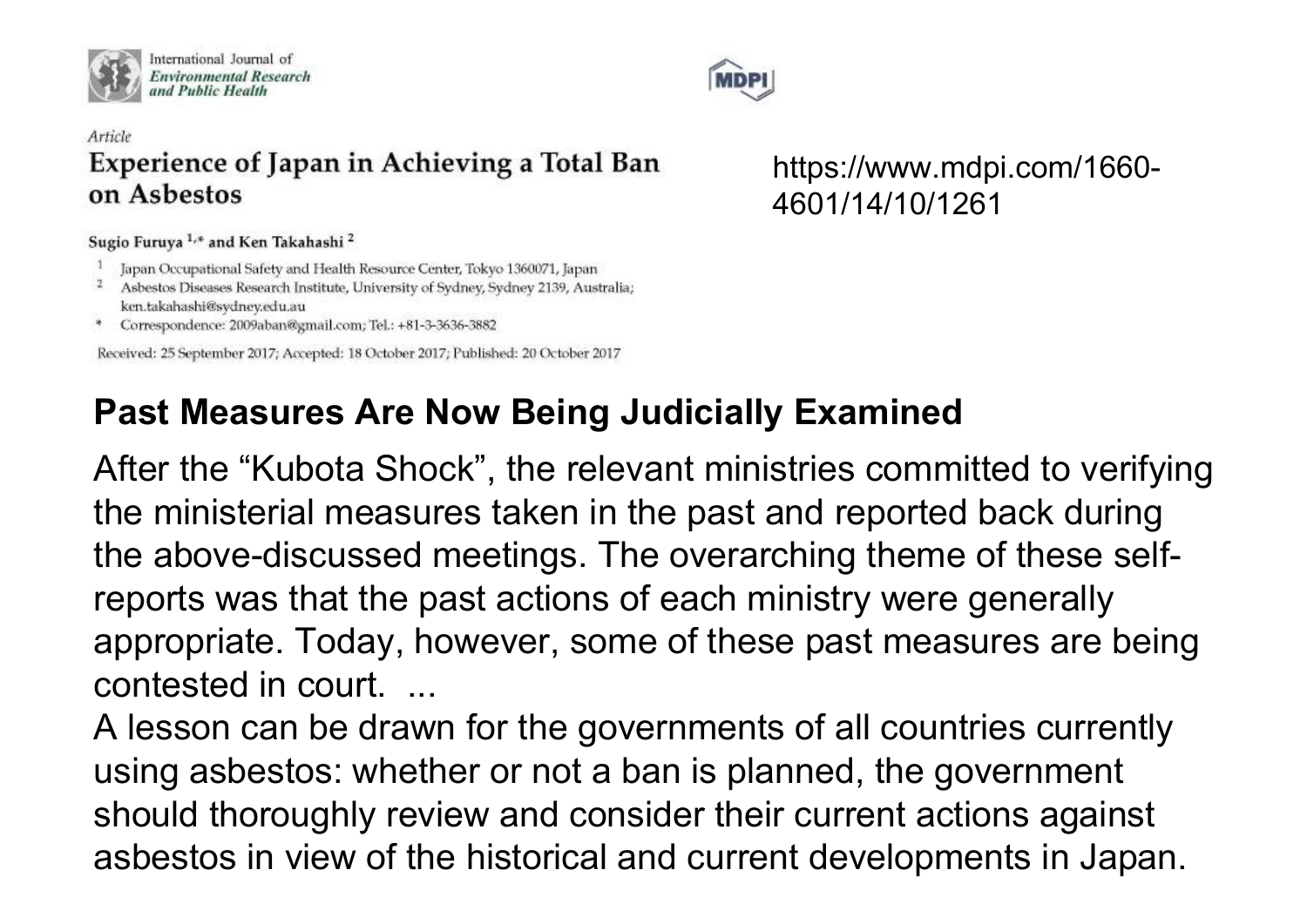International Journal of *Environmental Research and Public Health*

MDPI

*Article*

# Experience of Japan in Achieving a Total Ban on Asbestos

https://www.mdpi.com/1660-4601/14/10/1261

Sugio Furuya [1,*] and Ken Takahashi [2]

[1] Japan Occupational Safety and Health Resource Center, Tokyo 1360071, Japan

[2] Asbestos Diseases Research Institute, University of Sydney, Sydney 2139, Australia; ken.takahashi@sydney.edu.au

[*] Correspondence: 2009aban@gmail.com; Tel.: +81-3-3636-3882

Received: 25 September 2017; Accepted: 18 October 2017; Published: 20 October 2017

## Past Measures Are Now Being Judicially Examined

After the “Kubota Shock”, the relevant ministries committed to verifying the ministerial measures taken in the past and reported back during the above-discussed meetings. The overarching theme of these self-reports was that the past actions of each ministry were generally appropriate. Today, however, some of these past measures are being contested in court. ...

A lesson can be drawn for the governments of all countries currently using asbestos: whether or not a ban is planned, the government should thoroughly review and consider their current actions against asbestos in view of the historical and current developments in Japan.